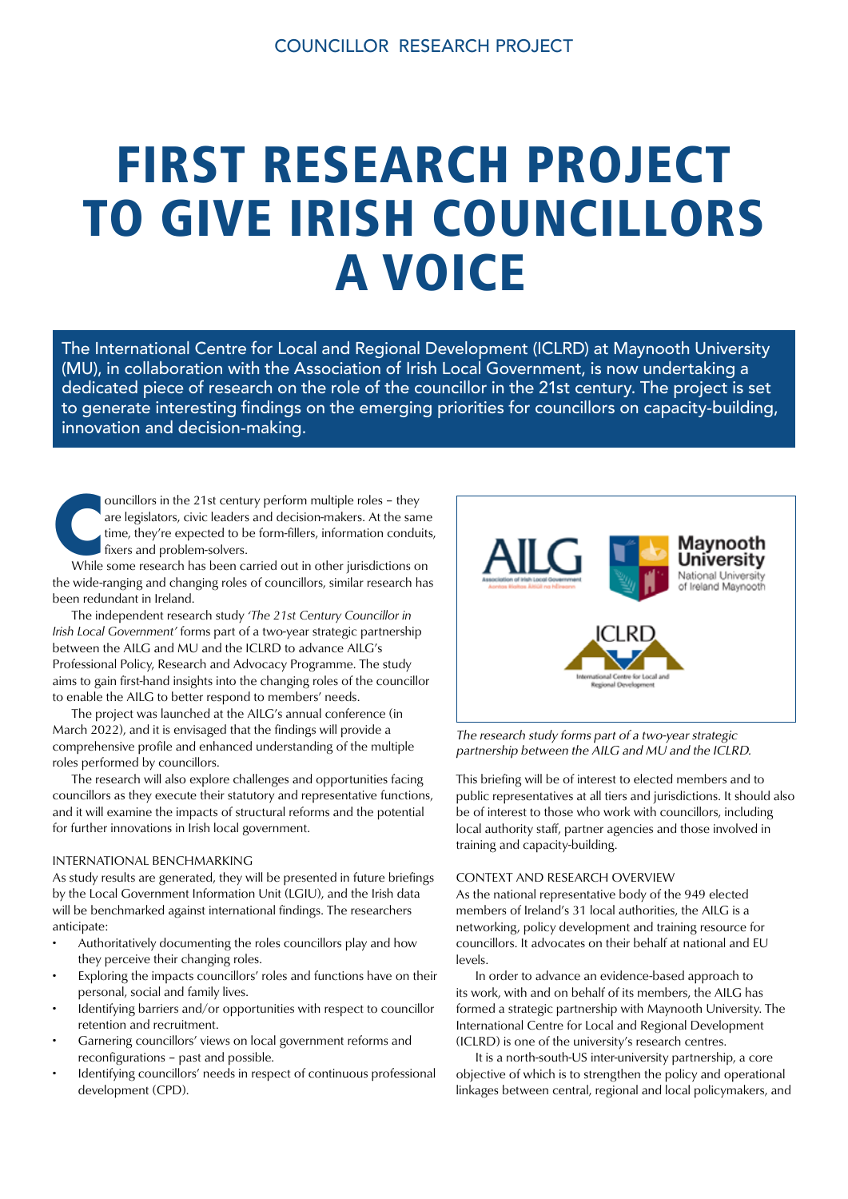# FIRST RESEARCH PROJECT TO GIVE IRISH COUNCILLORS A VOICE

**The International Centre for Local and Regional Development (ICLRD) at Maynooth University (MU), in collaboration with the Association of Irish Local Government, is now undertaking a dedicated piece of research on the role of the councillor in the 21st century. The project is set to generate interesting findings on the emerging priorities for councillors on capacity-building, innovation and decision-making.**

Councillors in the 21st century perform multiple roles – they are legislators, civic leaders and decision-makers. At the same time, they're expected to be form-fillers, information conduits, fixers and problem-solvers.

While some research has been carried out in other jurisdictions on the wide-ranging and changing roles of councillors, similar research has been redundant in Ireland.

The independent research study *'The 21st Century Councillor in Irish Local Government'* forms part of a two-year strategic partnership between the AILG and MU and the ICLRD to advance AILG's Professional Policy, Research and Advocacy Programme. The study aims to gain first-hand insights into the changing roles of the councillor to enable the AILG to better respond to members' needs.

The project was launched at the AILG's annual conference (in March 2022), and it is envisaged that the findings will provide a comprehensive profile and enhanced understanding of the multiple roles performed by councillors.

The research will also explore challenges and opportunities facing councillors as they execute their statutory and representative functions, and it will examine the impacts of structural reforms and the potential for further innovations in Irish local government.

## INTERNATIONAL BENCHMARKING

As study results are generated, they will be presented in future briefings by the Local Government Information Unit (LGIU), and the Irish data will be benchmarked against international findings. The researchers anticipate:

- Authoritatively documenting the roles councillors play and how they perceive their changing roles.
- Exploring the impacts councillors' roles and functions have on their personal, social and family lives.
- Identifying barriers and/or opportunities with respect to councillor retention and recruitment.
- Garnering councillors' views on local government reforms and reconfigurations – past and possible.
- Identifying councillors' needs in respect of continuous professional development (CPD).

*The research study forms part of a two-year strategic partnership between the AILG and MU and the ICLRD.*

This briefing will be of interest to elected members and to public representatives at all tiers and jurisdictions. It should also be of interest to those who work with councillors, including local authority staff, partner agencies and those involved in training and capacity-building.

## CONTEXT AND RESEARCH OVERVIEW

As the national representative body of the 949 elected members of Ireland's 31 local authorities, the AILG is a networking, policy development and training resource for councillors. It advocates on their behalf at national and EU levels.

In order to advance an evidence-based approach to its work, with and on behalf of its members, the AILG has formed a strategic partnership with Maynooth University. The International Centre for Local and Regional Development (ICLRD) is one of the university's research centres.

It is a north-south-US inter-university partnership, a core objective of which is to strengthen the policy and operational linkages between central, regional and local policymakers, and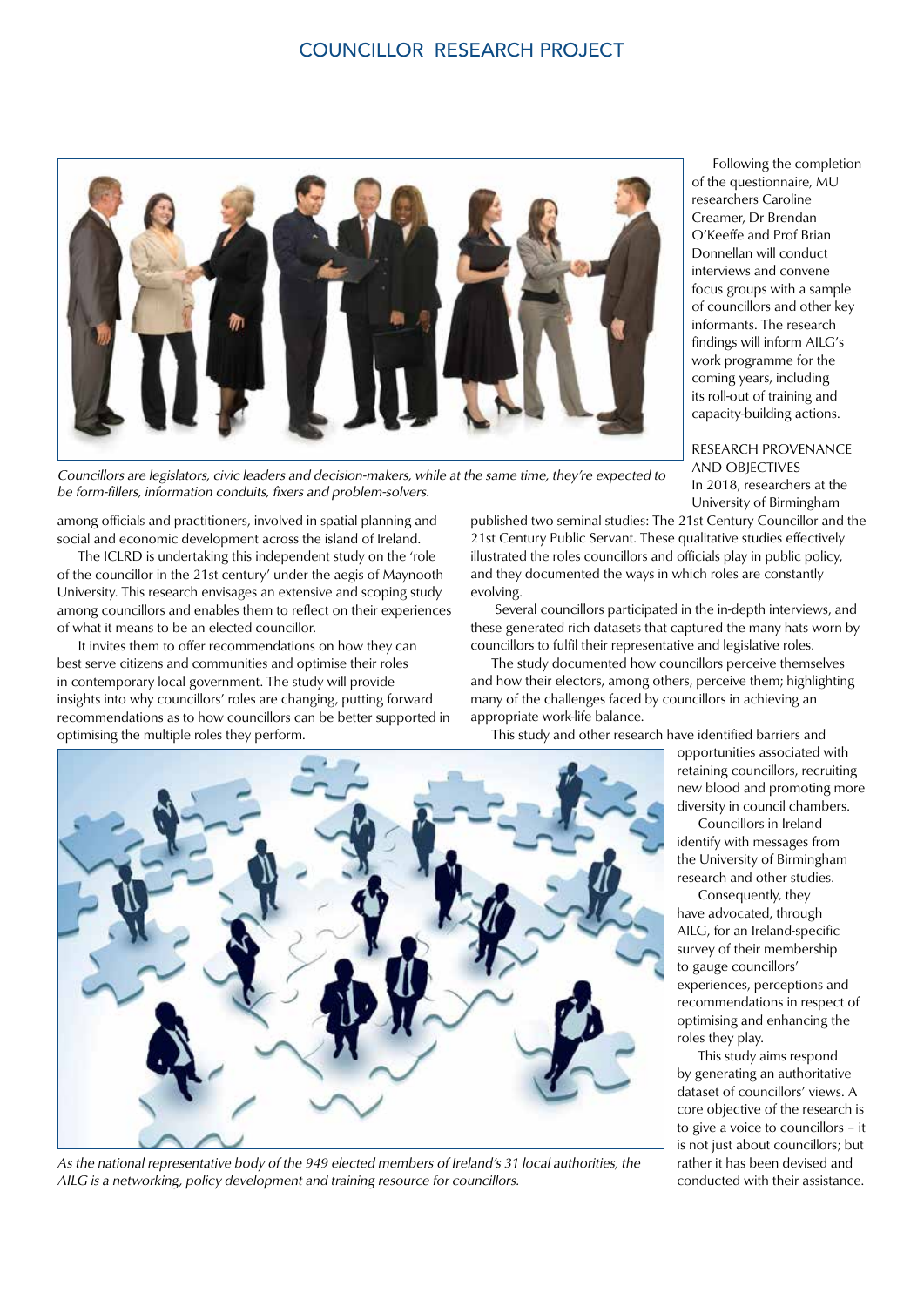Councillors are legislators, civic leaders and decision-makers, while at the same time, they're expected to be form-fillers, information conduits, fixers and problem-solvers.

among officials and practitioners, involved in spatial planning and social and economic development across the island of Ireland.

The ICLRD is undertaking this independent study on the 'role of the councillor in the 21st century' under the aegis of Maynooth University. This research envisages an extensive and scoping study among councillors and enables them to reflect on their experiences of what it means to be an elected councillor.

It invites them to offer recommendations on how they can best serve citizens and communities and optimise their roles in contemporary local government. The study will provide insights into why councillors' roles are changing, putting forward recommendations as to how councillors can be better supported in optimising the multiple roles they perform.

Following the completion of the questionnaire, MU researchers Caroline Creamer, Dr Brendan O'Keeffe and Prof Brian Donnellan will conduct interviews and convene focus groups with a sample of councillors and other key informants. The research findings will inform AILG's work programme for the coming years, including its roll-out of training and capacity-building actions.

## RESEARCH PROVENANCE AND OBJECTIVES

In 2018, researchers at the University of Birmingham published two seminal studies: The 21st Century Councillor and the 21st Century Public Servant. These qualitative studies effectively illustrated the roles councillors and officials play in public policy, and they documented the ways in which roles are constantly evolving.

Several councillors participated in the in-depth interviews, and these generated rich datasets that captured the many hats worn by councillors to fulfil their representative and legislative roles.

The study documented how councillors perceive themselves and how their electors, among others, perceive them; highlighting many of the challenges faced by councillors in achieving an appropriate work-life balance.

This study and other research have identified barriers and opportunities associated with retaining councillors, recruiting new blood and promoting more diversity in council chambers.

Councillors in Ireland identify with messages from the University of Birmingham research and other studies.

Consequently, they have advocated, through AILG, for an Ireland-specific survey of their membership to gauge councillors' experiences, perceptions and recommendations in respect of optimising and enhancing the roles they play.

This study aims respond by generating an authoritative dataset of councillors' views. A core objective of the research is to give a voice to councillors – it is not just about councillors; but rather it has been devised and conducted with their assistance.

As the national representative body of the 949 elected members of Ireland's 31 local authorities, the AILG is a networking, policy development and training resource for councillors.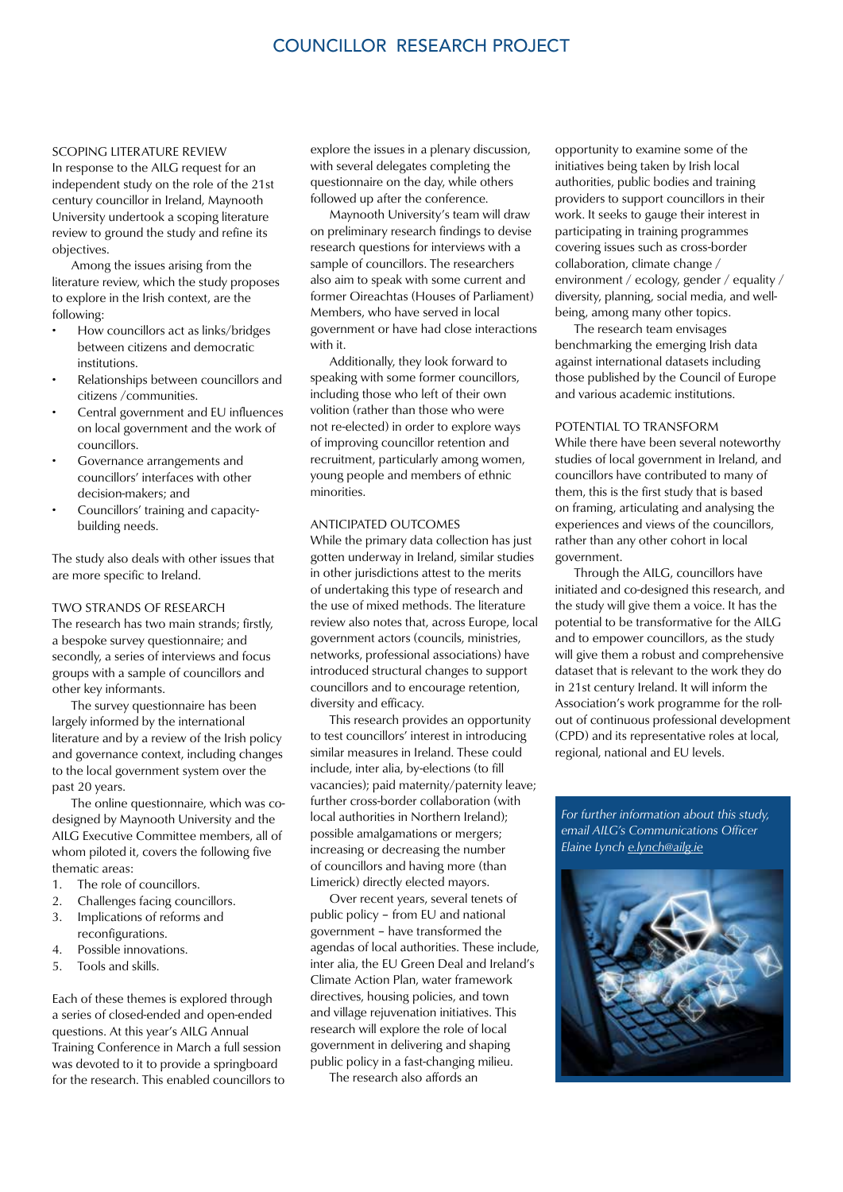# COUNCILLOR RESEARCH PROJECT

## SCOPING LITERATURE REVIEW

In response to the AILG request for an independent study on the role of the 21st century councillor in Ireland, Maynooth University undertook a scoping literature review to ground the study and refine its objectives.

Among the issues arising from the literature review, which the study proposes to explore in the Irish context, are the following:

- How councillors act as links/bridges between citizens and democratic institutions.
- Relationships between councillors and citizens /communities.
- Central government and EU influences on local government and the work of councillors.
- Governance arrangements and councillors' interfaces with other decision-makers; and
- Councillors' training and capacity-building needs.

The study also deals with other issues that are more specific to Ireland.

## TWO STRANDS OF RESEARCH

The research has two main strands; firstly, a bespoke survey questionnaire; and secondly, a series of interviews and focus groups with a sample of councillors and other key informants.

The survey questionnaire has been largely informed by the international literature and by a review of the Irish policy and governance context, including changes to the local government system over the past 20 years.

The online questionnaire, which was co-designed by Maynooth University and the AILG Executive Committee members, all of whom piloted it, covers the following five thematic areas:

1. The role of councillors.
2. Challenges facing councillors.
3. Implications of reforms and reconfigurations.
4. Possible innovations.
5. Tools and skills.

Each of these themes is explored through a series of closed-ended and open-ended questions. At this year's AILG Annual Training Conference in March a full session was devoted to it to provide a springboard for the research. This enabled councillors to explore the issues in a plenary discussion, with several delegates completing the questionnaire on the day, while others followed up after the conference.

Maynooth University's team will draw on preliminary research findings to devise research questions for interviews with a sample of councillors. The researchers also aim to speak with some current and former Oireachtas (Houses of Parliament) Members, who have served in local government or have had close interactions with it.

Additionally, they look forward to speaking with some former councillors, including those who left of their own volition (rather than those who were not re-elected) in order to explore ways of improving councillor retention and recruitment, particularly among women, young people and members of ethnic minorities.

## ANTICIPATED OUTCOMES

While the primary data collection has just gotten underway in Ireland, similar studies in other jurisdictions attest to the merits of undertaking this type of research and the use of mixed methods. The literature review also notes that, across Europe, local government actors (councils, ministries, networks, professional associations) have introduced structural changes to support councillors and to encourage retention, diversity and efficacy.

This research provides an opportunity to test councillors' interest in introducing similar measures in Ireland. These could include, inter alia, by-elections (to fill vacancies); paid maternity/paternity leave; further cross-border collaboration (with local authorities in Northern Ireland); possible amalgamations or mergers; increasing or decreasing the number of councillors and having more (than Limerick) directly elected mayors.

Over recent years, several tenets of public policy – from EU and national government – have transformed the agendas of local authorities. These include, inter alia, the EU Green Deal and Ireland's Climate Action Plan, water framework directives, housing policies, and town and village rejuvenation initiatives. This research will explore the role of local government in delivering and shaping public policy in a fast-changing milieu.

The research also affords an opportunity to examine some of the initiatives being taken by Irish local authorities, public bodies and training providers to support councillors in their work. It seeks to gauge their interest in participating in training programmes covering issues such as cross-border collaboration, climate change / environment / ecology, gender / equality / diversity, planning, social media, and well-being, among many other topics.

The research team envisages benchmarking the emerging Irish data against international datasets including those published by the Council of Europe and various academic institutions.

## POTENTIAL TO TRANSFORM

While there have been several noteworthy studies of local government in Ireland, and councillors have contributed to many of them, this is the first study that is based on framing, articulating and analysing the experiences and views of the councillors, rather than any other cohort in local government.

Through the AILG, councillors have initiated and co-designed this research, and the study will give them a voice. It has the potential to be transformative for the AILG and to empower councillors, as the study will give them a robust and comprehensive dataset that is relevant to the work they do in 21st century Ireland. It will inform the Association's work programme for the roll-out of continuous professional development (CPD) and its representative roles at local, regional, national and EU levels.

*For further information about this study, email AILG's Communications Officer Elaine Lynch e.lynch@ailg.ie*